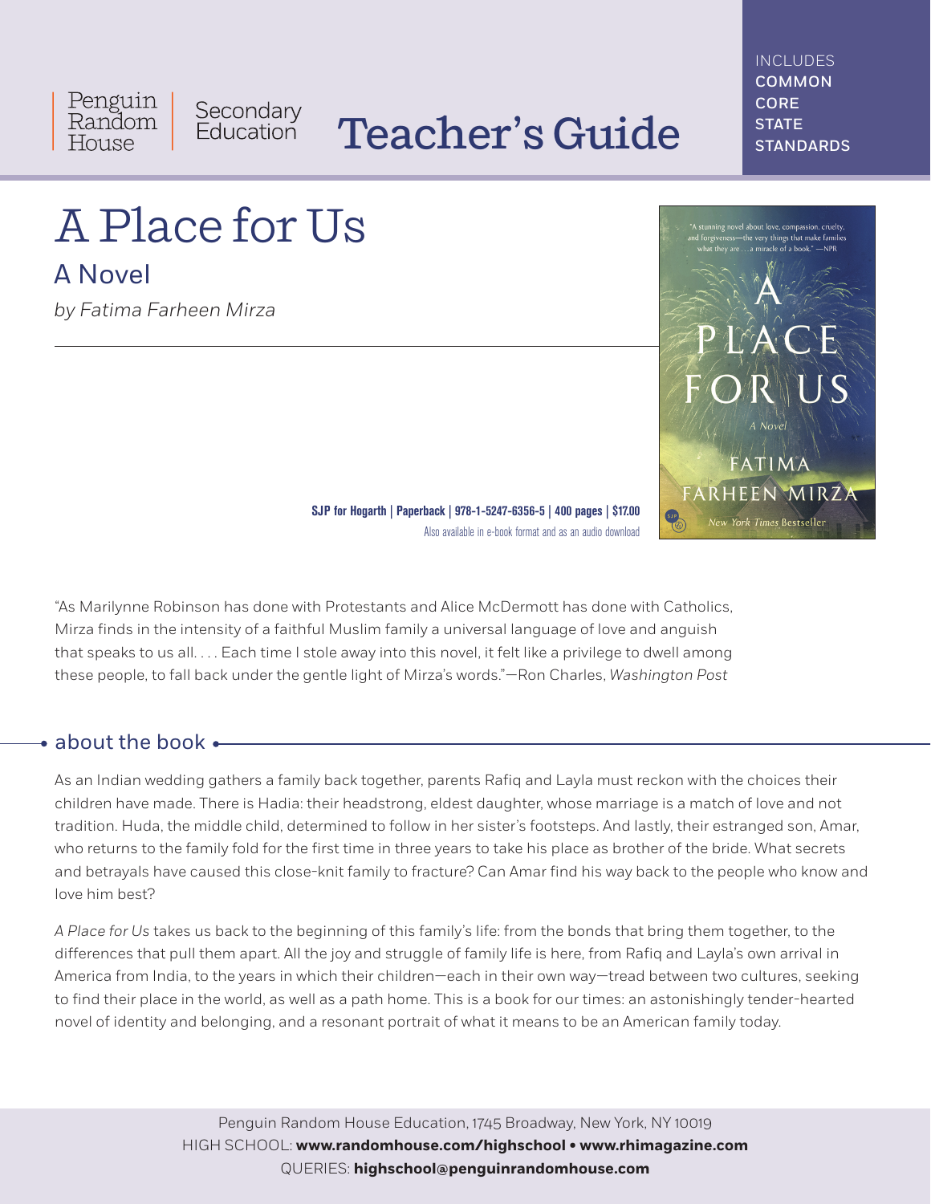Penguin Random House | Secondary Education

# Teacher's Guide

INCLUDES COMMON CORE STATE STANDARDS

# A Place for Us

## A Novel

*by Fatima Farheen Mirza*

**SJP for Hogarth | Paperback | 978-1-5247-6356-5 | 400 pages | $17.00**

Also available in e-book format and as an audio download

"As Marilynne Robinson has done with Protestants and Alice McDermott has done with Catholics, Mirza finds in the intensity of a faithful Muslim family a universal language of love and anguish that speaks to us all. . . . Each time I stole away into this novel, it felt like a privilege to dwell among these people, to fall back under the gentle light of Mirza's words."—Ron Charles, *Washington Post*

## about the book

As an Indian wedding gathers a family back together, parents Rafiq and Layla must reckon with the choices their children have made. There is Hadia: their headstrong, eldest daughter, whose marriage is a match of love and not tradition. Huda, the middle child, determined to follow in her sister's footsteps. And lastly, their estranged son, Amar, who returns to the family fold for the first time in three years to take his place as brother of the bride. What secrets and betrayals have caused this close-knit family to fracture? Can Amar find his way back to the people who know and love him best?

*A Place for Us* takes us back to the beginning of this family's life: from the bonds that bring them together, to the differences that pull them apart. All the joy and struggle of family life is here, from Rafiq and Layla's own arrival in America from India, to the years in which their children—each in their own way—tread between two cultures, seeking to find their place in the world, as well as a path home. This is a book for our times: an astonishingly tender-hearted novel of identity and belonging, and a resonant portrait of what it means to be an American family today.

Penguin Random House Education, 1745 Broadway, New York, NY 10019
HIGH SCHOOL: **www.randomhouse.com/highschool • www.rhimagazine.com**
QUERIES: **highschool@penguinrandomhouse.com**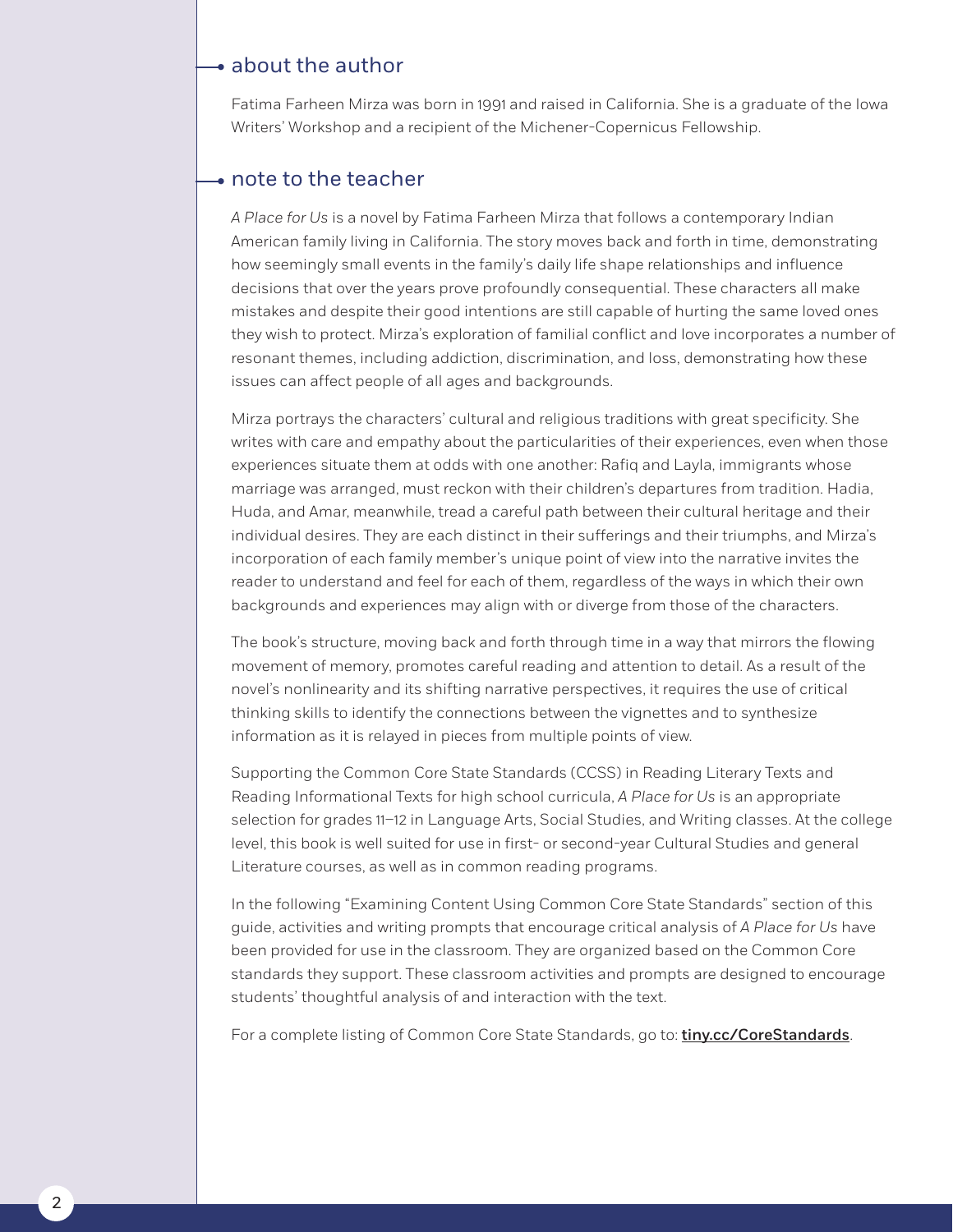## about the author

Fatima Farheen Mirza was born in 1991 and raised in California. She is a graduate of the Iowa Writers' Workshop and a recipient of the Michener-Copernicus Fellowship.

## note to the teacher

*A Place for Us* is a novel by Fatima Farheen Mirza that follows a contemporary Indian American family living in California. The story moves back and forth in time, demonstrating how seemingly small events in the family's daily life shape relationships and influence decisions that over the years prove profoundly consequential. These characters all make mistakes and despite their good intentions are still capable of hurting the same loved ones they wish to protect. Mirza's exploration of familial conflict and love incorporates a number of resonant themes, including addiction, discrimination, and loss, demonstrating how these issues can affect people of all ages and backgrounds.

Mirza portrays the characters' cultural and religious traditions with great specificity. She writes with care and empathy about the particularities of their experiences, even when those experiences situate them at odds with one another: Rafiq and Layla, immigrants whose marriage was arranged, must reckon with their children's departures from tradition. Hadia, Huda, and Amar, meanwhile, tread a careful path between their cultural heritage and their individual desires. They are each distinct in their sufferings and their triumphs, and Mirza's incorporation of each family member's unique point of view into the narrative invites the reader to understand and feel for each of them, regardless of the ways in which their own backgrounds and experiences may align with or diverge from those of the characters.

The book's structure, moving back and forth through time in a way that mirrors the flowing movement of memory, promotes careful reading and attention to detail. As a result of the novel's nonlinearity and its shifting narrative perspectives, it requires the use of critical thinking skills to identify the connections between the vignettes and to synthesize information as it is relayed in pieces from multiple points of view.

Supporting the Common Core State Standards (CCSS) in Reading Literary Texts and Reading Informational Texts for high school curricula, *A Place for Us* is an appropriate selection for grades 11–12 in Language Arts, Social Studies, and Writing classes. At the college level, this book is well suited for use in first- or second-year Cultural Studies and general Literature courses, as well as in common reading programs.

In the following "Examining Content Using Common Core State Standards" section of this guide, activities and writing prompts that encourage critical analysis of *A Place for Us* have been provided for use in the classroom. They are organized based on the Common Core standards they support. These classroom activities and prompts are designed to encourage students' thoughtful analysis of and interaction with the text.

For a complete listing of Common Core State Standards, go to: **tiny.cc/CoreStandards**.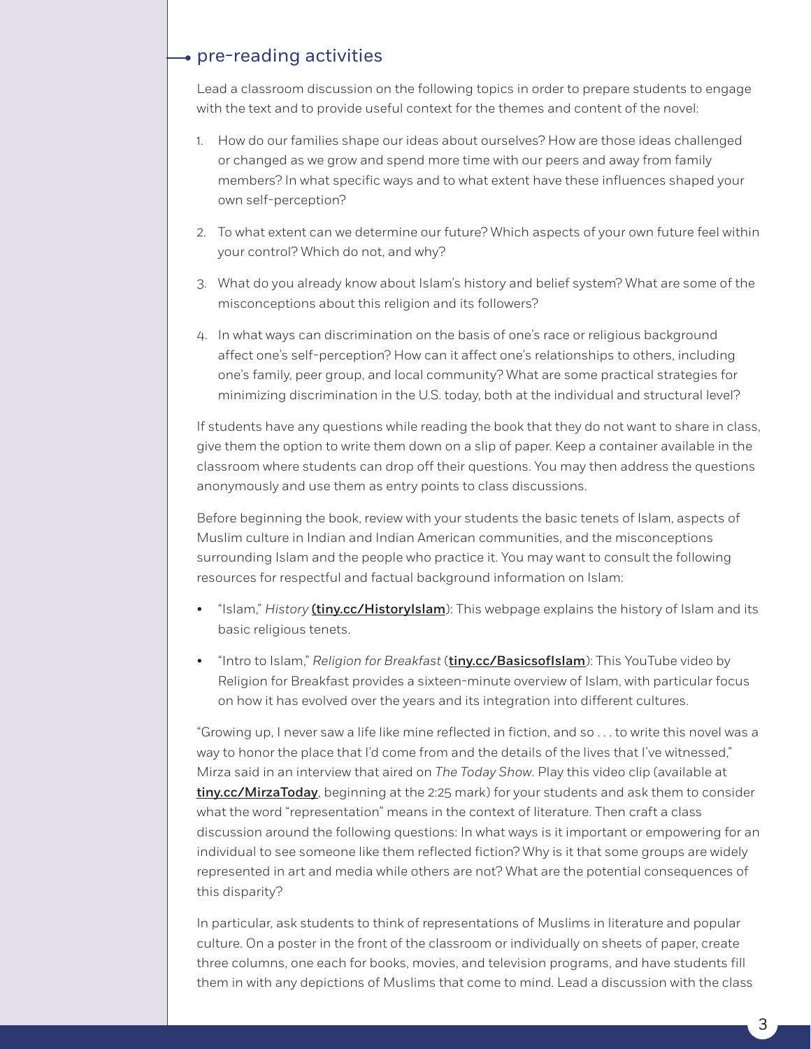## pre-reading activities

Lead a classroom discussion on the following topics in order to prepare students to engage with the text and to provide useful context for the themes and content of the novel:

1. How do our families shape our ideas about ourselves? How are those ideas challenged or changed as we grow and spend more time with our peers and away from family members? In what specific ways and to what extent have these influences shaped your own self-perception?
2. To what extent can we determine our future? Which aspects of your own future feel within your control? Which do not, and why?
3. What do you already know about Islam's history and belief system? What are some of the misconceptions about this religion and its followers?
4. In what ways can discrimination on the basis of one's race or religious background affect one's self-perception? How can it affect one's relationships to others, including one's family, peer group, and local community? What are some practical strategies for minimizing discrimination in the U.S. today, both at the individual and structural level?

If students have any questions while reading the book that they do not want to share in class, give them the option to write them down on a slip of paper. Keep a container available in the classroom where students can drop off their questions. You may then address the questions anonymously and use them as entry points to class discussions.

Before beginning the book, review with your students the basic tenets of Islam, aspects of Muslim culture in Indian and Indian American communities, and the misconceptions surrounding Islam and the people who practice it. You may want to consult the following resources for respectful and factual background information on Islam:

- "Islam," *History* **(tiny.cc/HistoryIslam)**: This webpage explains the history of Islam and its basic religious tenets.
- "Intro to Islam," *Religion for Breakfast* (**tiny.cc/BasicsofIslam**): This YouTube video by Religion for Breakfast provides a sixteen-minute overview of Islam, with particular focus on how it has evolved over the years and its integration into different cultures.

"Growing up, I never saw a life like mine reflected in fiction, and so . . . to write this novel was a way to honor the place that I'd come from and the details of the lives that I've witnessed," Mirza said in an interview that aired on *The Today Show*. Play this video clip (available at **tiny.cc/MirzaToday**, beginning at the 2:25 mark) for your students and ask them to consider what the word "representation" means in the context of literature. Then craft a class discussion around the following questions: In what ways is it important or empowering for an individual to see someone like them reflected fiction? Why is it that some groups are widely represented in art and media while others are not? What are the potential consequences of this disparity?

In particular, ask students to think of representations of Muslims in literature and popular culture. On a poster in the front of the classroom or individually on sheets of paper, create three columns, one each for books, movies, and television programs, and have students fill them in with any depictions of Muslims that come to mind. Lead a discussion with the class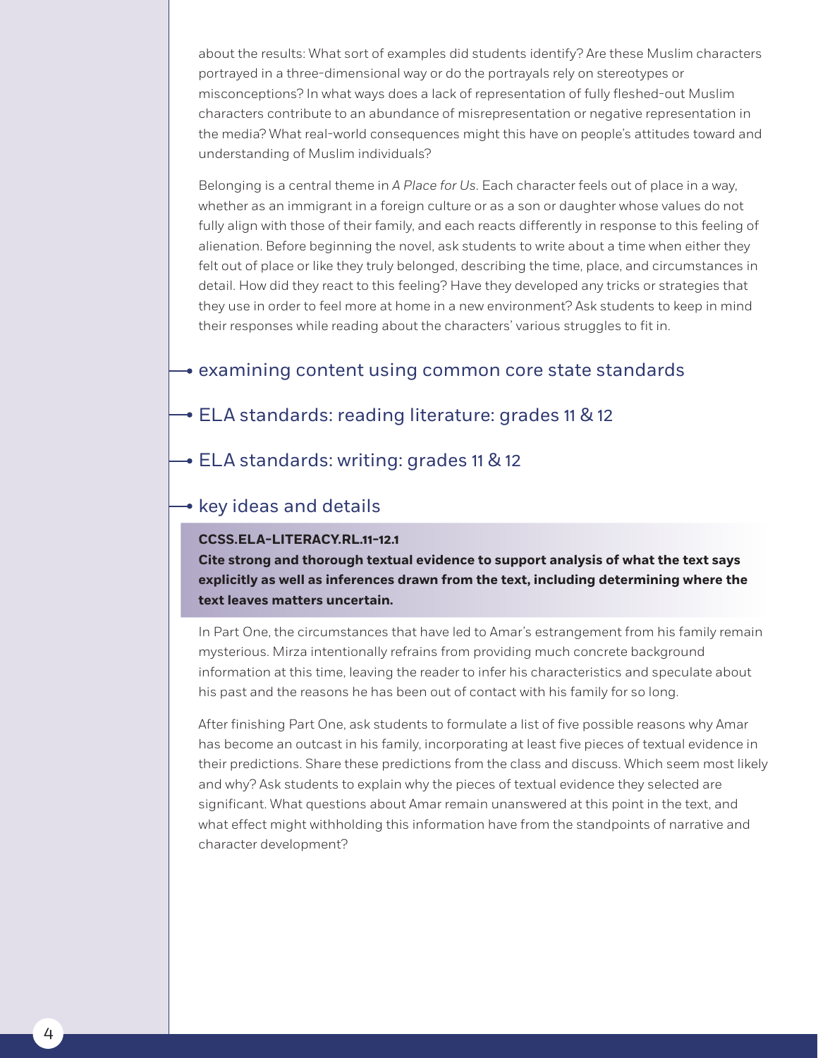about the results: What sort of examples did students identify? Are these Muslim characters portrayed in a three-dimensional way or do the portrayals rely on stereotypes or misconceptions? In what ways does a lack of representation of fully fleshed-out Muslim characters contribute to an abundance of misrepresentation or negative representation in the media? What real-world consequences might this have on people's attitudes toward and understanding of Muslim individuals?

Belonging is a central theme in *A Place for Us*. Each character feels out of place in a way, whether as an immigrant in a foreign culture or as a son or daughter whose values do not fully align with those of their family, and each reacts differently in response to this feeling of alienation. Before beginning the novel, ask students to write about a time when either they felt out of place or like they truly belonged, describing the time, place, and circumstances in detail. How did they react to this feeling? Have they developed any tricks or strategies that they use in order to feel more at home in a new environment? Ask students to keep in mind their responses while reading about the characters' various struggles to fit in.

## examining content using common core state standards

## ELA standards: reading literature: grades 11 & 12

## ELA standards: writing: grades 11 & 12

## key ideas and details

**CCSS.ELA-LITERACY.RL.11-12.1**
**Cite strong and thorough textual evidence to support analysis of what the text says explicitly as well as inferences drawn from the text, including determining where the text leaves matters uncertain.**

In Part One, the circumstances that have led to Amar's estrangement from his family remain mysterious. Mirza intentionally refrains from providing much concrete background information at this time, leaving the reader to infer his characteristics and speculate about his past and the reasons he has been out of contact with his family for so long.

After finishing Part One, ask students to formulate a list of five possible reasons why Amar has become an outcast in his family, incorporating at least five pieces of textual evidence in their predictions. Share these predictions from the class and discuss. Which seem most likely and why? Ask students to explain why the pieces of textual evidence they selected are significant. What questions about Amar remain unanswered at this point in the text, and what effect might withholding this information have from the standpoints of narrative and character development?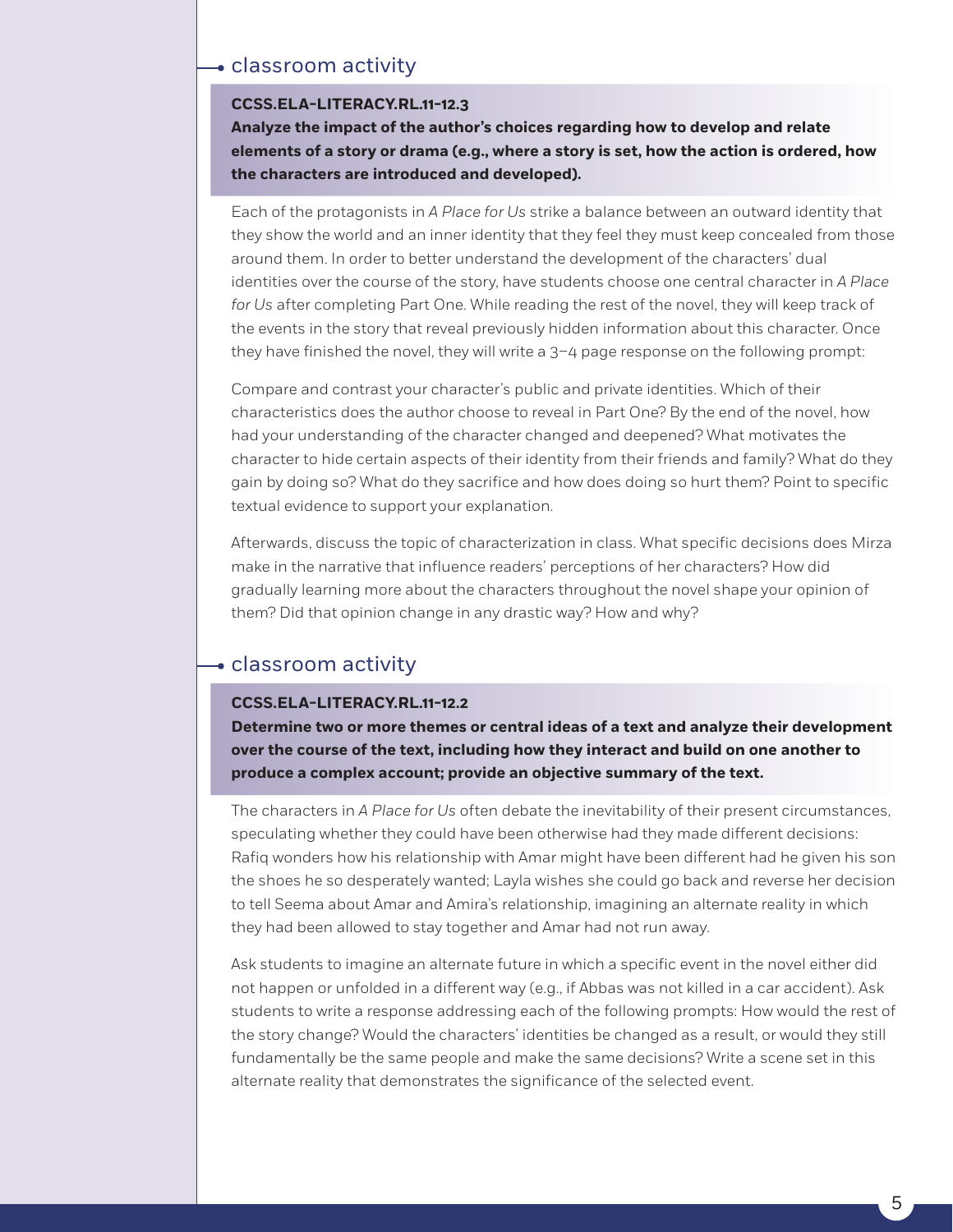## classroom activity

**CCSS.ELA-LITERACY.RL.11-12.3**
**Analyze the impact of the author's choices regarding how to develop and relate elements of a story or drama (e.g., where a story is set, how the action is ordered, how the characters are introduced and developed).**

Each of the protagonists in *A Place for Us* strike a balance between an outward identity that they show the world and an inner identity that they feel they must keep concealed from those around them. In order to better understand the development of the characters' dual identities over the course of the story, have students choose one central character in *A Place for Us* after completing Part One. While reading the rest of the novel, they will keep track of the events in the story that reveal previously hidden information about this character. Once they have finished the novel, they will write a 3–4 page response on the following prompt:

Compare and contrast your character's public and private identities. Which of their characteristics does the author choose to reveal in Part One? By the end of the novel, how had your understanding of the character changed and deepened? What motivates the character to hide certain aspects of their identity from their friends and family? What do they gain by doing so? What do they sacrifice and how does doing so hurt them? Point to specific textual evidence to support your explanation.

Afterwards, discuss the topic of characterization in class. What specific decisions does Mirza make in the narrative that influence readers' perceptions of her characters? How did gradually learning more about the characters throughout the novel shape your opinion of them? Did that opinion change in any drastic way? How and why?

## classroom activity

**CCSS.ELA-LITERACY.RL.11-12.2**
**Determine two or more themes or central ideas of a text and analyze their development over the course of the text, including how they interact and build on one another to produce a complex account; provide an objective summary of the text.**

The characters in *A Place for Us* often debate the inevitability of their present circumstances, speculating whether they could have been otherwise had they made different decisions: Rafiq wonders how his relationship with Amar might have been different had he given his son the shoes he so desperately wanted; Layla wishes she could go back and reverse her decision to tell Seema about Amar and Amira's relationship, imagining an alternate reality in which they had been allowed to stay together and Amar had not run away.

Ask students to imagine an alternate future in which a specific event in the novel either did not happen or unfolded in a different way (e.g., if Abbas was not killed in a car accident). Ask students to write a response addressing each of the following prompts: How would the rest of the story change? Would the characters' identities be changed as a result, or would they still fundamentally be the same people and make the same decisions? Write a scene set in this alternate reality that demonstrates the significance of the selected event.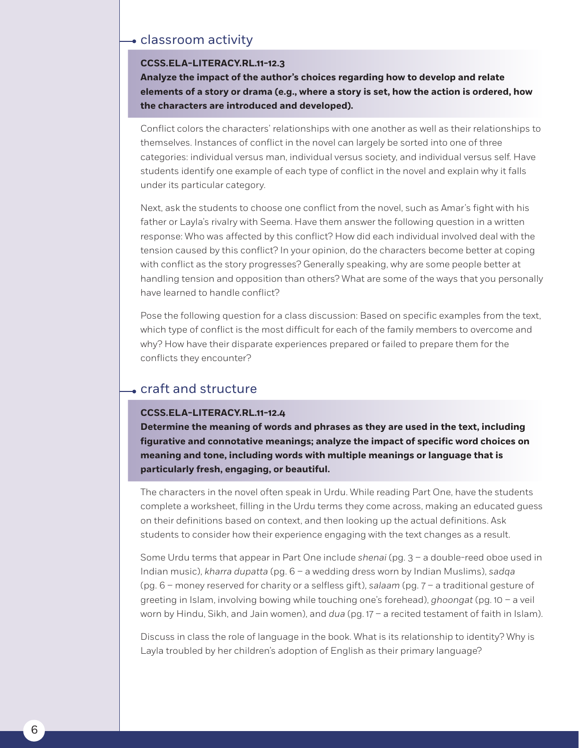## classroom activity

**CCSS.ELA-LITERACY.RL.11-12.3**
**Analyze the impact of the author's choices regarding how to develop and relate elements of a story or drama (e.g., where a story is set, how the action is ordered, how the characters are introduced and developed).**

Conflict colors the characters' relationships with one another as well as their relationships to themselves. Instances of conflict in the novel can largely be sorted into one of three categories: individual versus man, individual versus society, and individual versus self. Have students identify one example of each type of conflict in the novel and explain why it falls under its particular category.

Next, ask the students to choose one conflict from the novel, such as Amar's fight with his father or Layla's rivalry with Seema. Have them answer the following question in a written response: Who was affected by this conflict? How did each individual involved deal with the tension caused by this conflict? In your opinion, do the characters become better at coping with conflict as the story progresses? Generally speaking, why are some people better at handling tension and opposition than others? What are some of the ways that you personally have learned to handle conflict?

Pose the following question for a class discussion: Based on specific examples from the text, which type of conflict is the most difficult for each of the family members to overcome and why? How have their disparate experiences prepared or failed to prepare them for the conflicts they encounter?

## craft and structure

**CCSS.ELA-LITERACY.RL.11-12.4**
**Determine the meaning of words and phrases as they are used in the text, including figurative and connotative meanings; analyze the impact of specific word choices on meaning and tone, including words with multiple meanings or language that is particularly fresh, engaging, or beautiful.**

The characters in the novel often speak in Urdu. While reading Part One, have the students complete a worksheet, filling in the Urdu terms they come across, making an educated guess on their definitions based on context, and then looking up the actual definitions. Ask students to consider how their experience engaging with the text changes as a result.

Some Urdu terms that appear in Part One include *shenai* (pg. 3 – a double-reed oboe used in Indian music), *kharra dupatta* (pg. 6 – a wedding dress worn by Indian Muslims), *sadqa* (pg. 6 – money reserved for charity or a selfless gift), *salaam* (pg. 7 – a traditional gesture of greeting in Islam, involving bowing while touching one's forehead), *ghoongat* (pg. 10 – a veil worn by Hindu, Sikh, and Jain women), and *dua* (pg. 17 – a recited testament of faith in Islam).

Discuss in class the role of language in the book. What is its relationship to identity? Why is Layla troubled by her children's adoption of English as their primary language?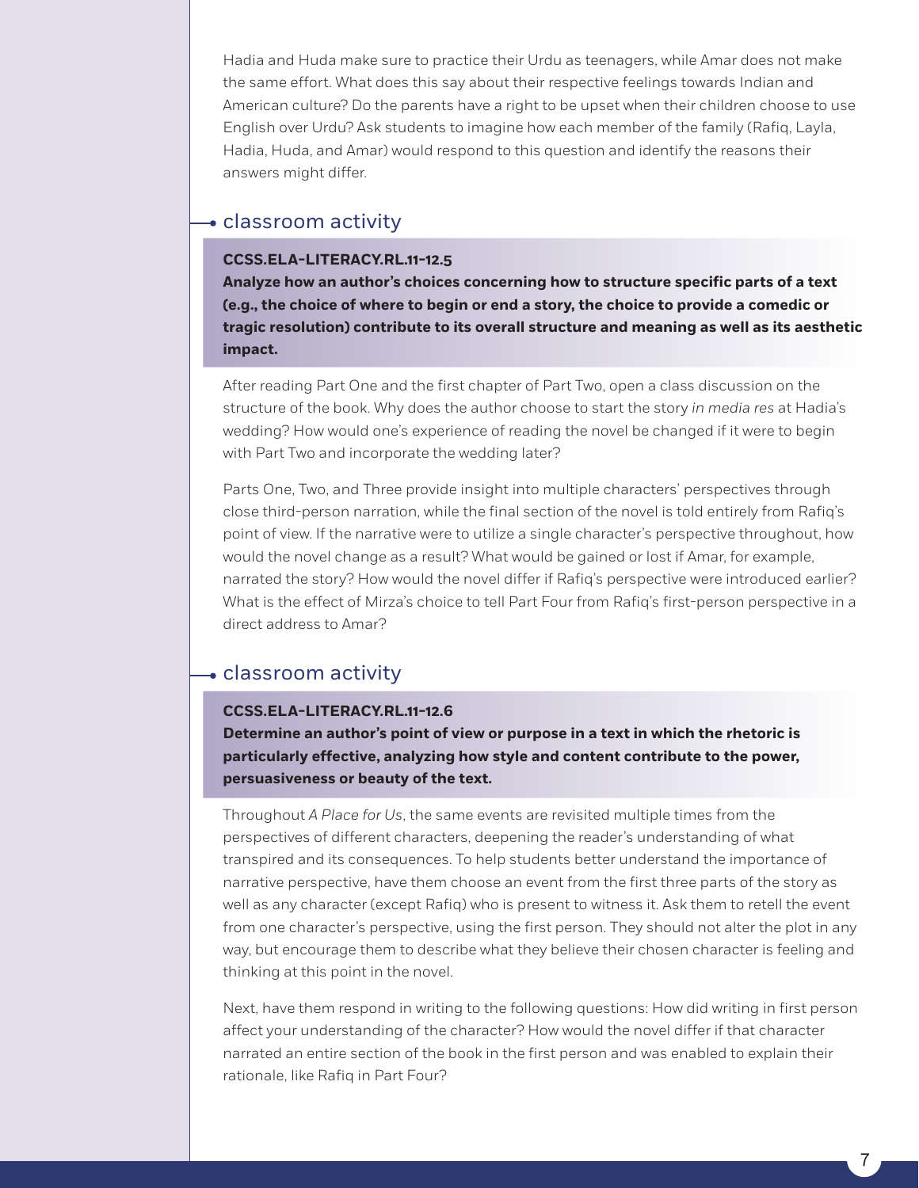Hadia and Huda make sure to practice their Urdu as teenagers, while Amar does not make the same effort. What does this say about their respective feelings towards Indian and American culture? Do the parents have a right to be upset when their children choose to use English over Urdu? Ask students to imagine how each member of the family (Rafiq, Layla, Hadia, Huda, and Amar) would respond to this question and identify the reasons their answers might differ.

## classroom activity

**CCSS.ELA-LITERACY.RL.11-12.5**
**Analyze how an author's choices concerning how to structure specific parts of a text (e.g., the choice of where to begin or end a story, the choice to provide a comedic or tragic resolution) contribute to its overall structure and meaning as well as its aesthetic impact.**

After reading Part One and the first chapter of Part Two, open a class discussion on the structure of the book. Why does the author choose to start the story *in media res* at Hadia's wedding? How would one's experience of reading the novel be changed if it were to begin with Part Two and incorporate the wedding later?

Parts One, Two, and Three provide insight into multiple characters' perspectives through close third-person narration, while the final section of the novel is told entirely from Rafiq's point of view. If the narrative were to utilize a single character's perspective throughout, how would the novel change as a result? What would be gained or lost if Amar, for example, narrated the story? How would the novel differ if Rafiq's perspective were introduced earlier? What is the effect of Mirza's choice to tell Part Four from Rafiq's first-person perspective in a direct address to Amar?

## classroom activity

**CCSS.ELA-LITERACY.RL.11-12.6**
**Determine an author's point of view or purpose in a text in which the rhetoric is particularly effective, analyzing how style and content contribute to the power, persuasiveness or beauty of the text.**

Throughout *A Place for Us*, the same events are revisited multiple times from the perspectives of different characters, deepening the reader's understanding of what transpired and its consequences. To help students better understand the importance of narrative perspective, have them choose an event from the first three parts of the story as well as any character (except Rafiq) who is present to witness it. Ask them to retell the event from one character's perspective, using the first person. They should not alter the plot in any way, but encourage them to describe what they believe their chosen character is feeling and thinking at this point in the novel.

Next, have them respond in writing to the following questions: How did writing in first person affect your understanding of the character? How would the novel differ if that character narrated an entire section of the book in the first person and was enabled to explain their rationale, like Rafiq in Part Four?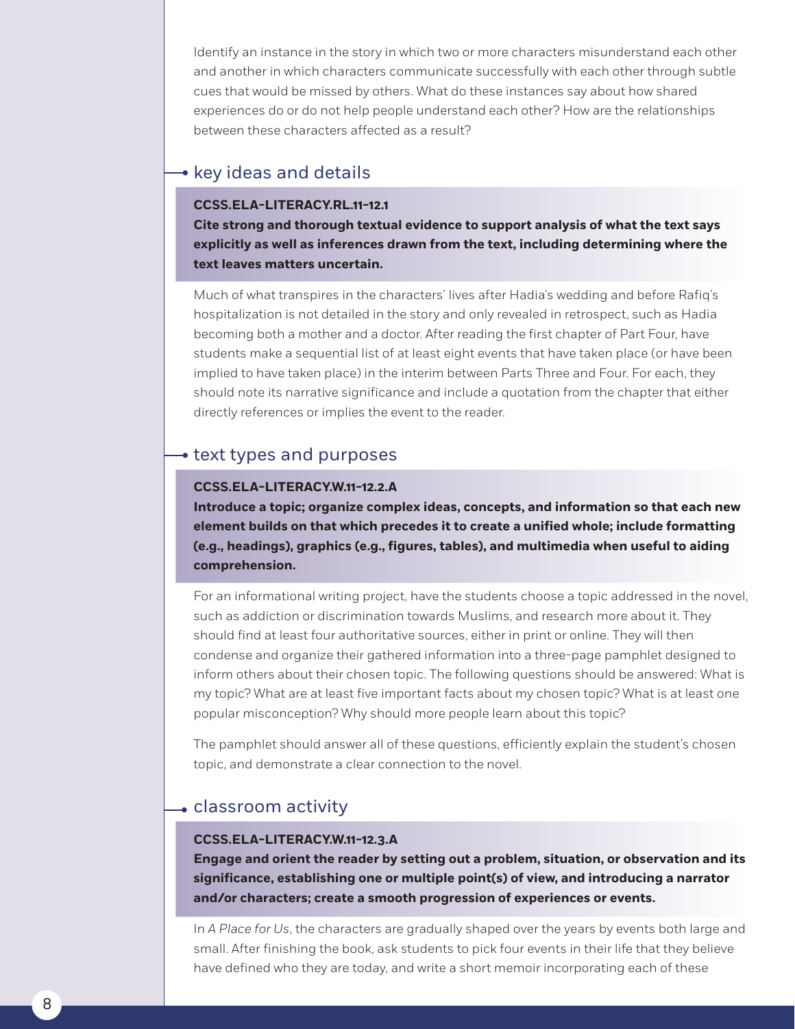Identify an instance in the story in which two or more characters misunderstand each other and another in which characters communicate successfully with each other through subtle cues that would be missed by others. What do these instances say about how shared experiences do or do not help people understand each other? How are the relationships between these characters affected as a result?

## key ideas and details

**CCSS.ELA-LITERACY.RL.11-12.1**
**Cite strong and thorough textual evidence to support analysis of what the text says explicitly as well as inferences drawn from the text, including determining where the text leaves matters uncertain.**

Much of what transpires in the characters' lives after Hadia's wedding and before Rafiq's hospitalization is not detailed in the story and only revealed in retrospect, such as Hadia becoming both a mother and a doctor. After reading the first chapter of Part Four, have students make a sequential list of at least eight events that have taken place (or have been implied to have taken place) in the interim between Parts Three and Four. For each, they should note its narrative significance and include a quotation from the chapter that either directly references or implies the event to the reader.

## text types and purposes

**CCSS.ELA-LITERACY.W.11-12.2.A**
**Introduce a topic; organize complex ideas, concepts, and information so that each new element builds on that which precedes it to create a unified whole; include formatting (e.g., headings), graphics (e.g., figures, tables), and multimedia when useful to aiding comprehension.**

For an informational writing project, have the students choose a topic addressed in the novel, such as addiction or discrimination towards Muslims, and research more about it. They should find at least four authoritative sources, either in print or online. They will then condense and organize their gathered information into a three-page pamphlet designed to inform others about their chosen topic. The following questions should be answered: What is my topic? What are at least five important facts about my chosen topic? What is at least one popular misconception? Why should more people learn about this topic?

The pamphlet should answer all of these questions, efficiently explain the student's chosen topic, and demonstrate a clear connection to the novel.

## classroom activity

**CCSS.ELA-LITERACY.W.11-12.3.A**
**Engage and orient the reader by setting out a problem, situation, or observation and its significance, establishing one or multiple point(s) of view, and introducing a narrator and/or characters; create a smooth progression of experiences or events.**

In *A Place for Us*, the characters are gradually shaped over the years by events both large and small. After finishing the book, ask students to pick four events in their life that they believe have defined who they are today, and write a short memoir incorporating each of these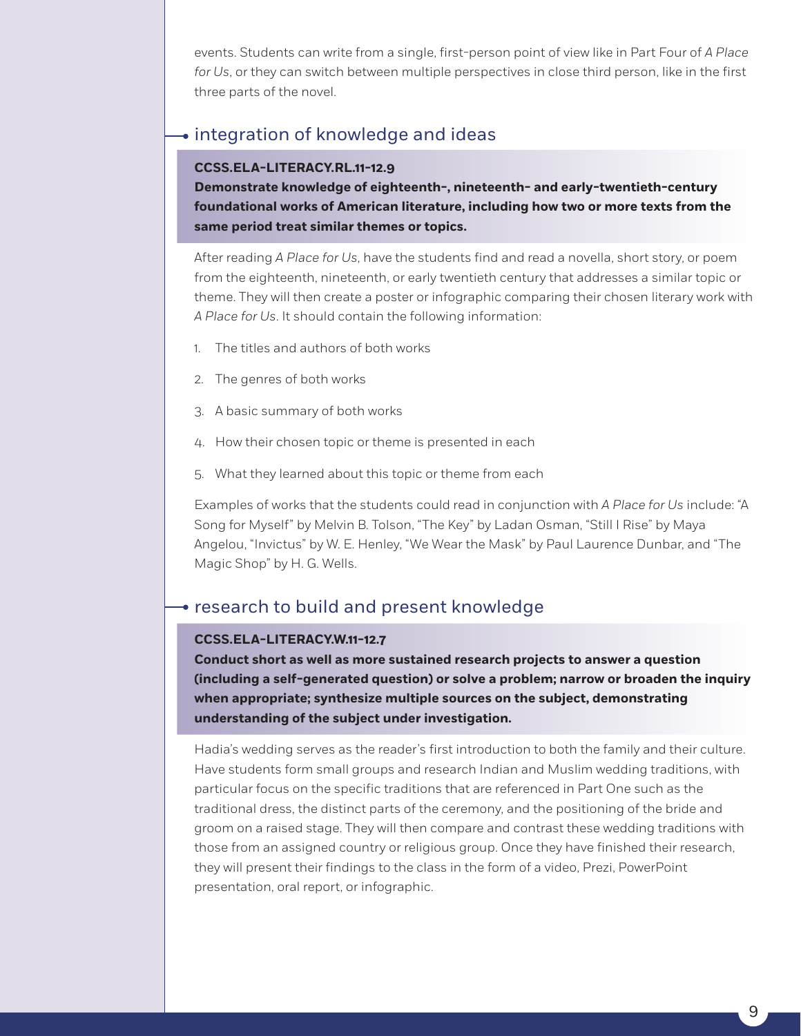events. Students can write from a single, first-person point of view like in Part Four of *A Place for Us*, or they can switch between multiple perspectives in close third person, like in the first three parts of the novel.

## integration of knowledge and ideas

**CCSS.ELA-LITERACY.RL.11-12.9**
**Demonstrate knowledge of eighteenth-, nineteenth- and early-twentieth-century foundational works of American literature, including how two or more texts from the same period treat similar themes or topics.**

After reading *A Place for Us*, have the students find and read a novella, short story, or poem from the eighteenth, nineteenth, or early twentieth century that addresses a similar topic or theme. They will then create a poster or infographic comparing their chosen literary work with *A Place for Us*. It should contain the following information:

1. The titles and authors of both works
2. The genres of both works
3. A basic summary of both works
4. How their chosen topic or theme is presented in each
5. What they learned about this topic or theme from each

Examples of works that the students could read in conjunction with *A Place for Us* include: "A Song for Myself" by Melvin B. Tolson, "The Key" by Ladan Osman, "Still I Rise" by Maya Angelou, "Invictus" by W. E. Henley, "We Wear the Mask" by Paul Laurence Dunbar, and "The Magic Shop" by H. G. Wells.

## research to build and present knowledge

**CCSS.ELA-LITERACY.W.11-12.7**
**Conduct short as well as more sustained research projects to answer a question (including a self-generated question) or solve a problem; narrow or broaden the inquiry when appropriate; synthesize multiple sources on the subject, demonstrating understanding of the subject under investigation.**

Hadia's wedding serves as the reader's first introduction to both the family and their culture. Have students form small groups and research Indian and Muslim wedding traditions, with particular focus on the specific traditions that are referenced in Part One such as the traditional dress, the distinct parts of the ceremony, and the positioning of the bride and groom on a raised stage. They will then compare and contrast these wedding traditions with those from an assigned country or religious group. Once they have finished their research, they will present their findings to the class in the form of a video, Prezi, PowerPoint presentation, oral report, or infographic.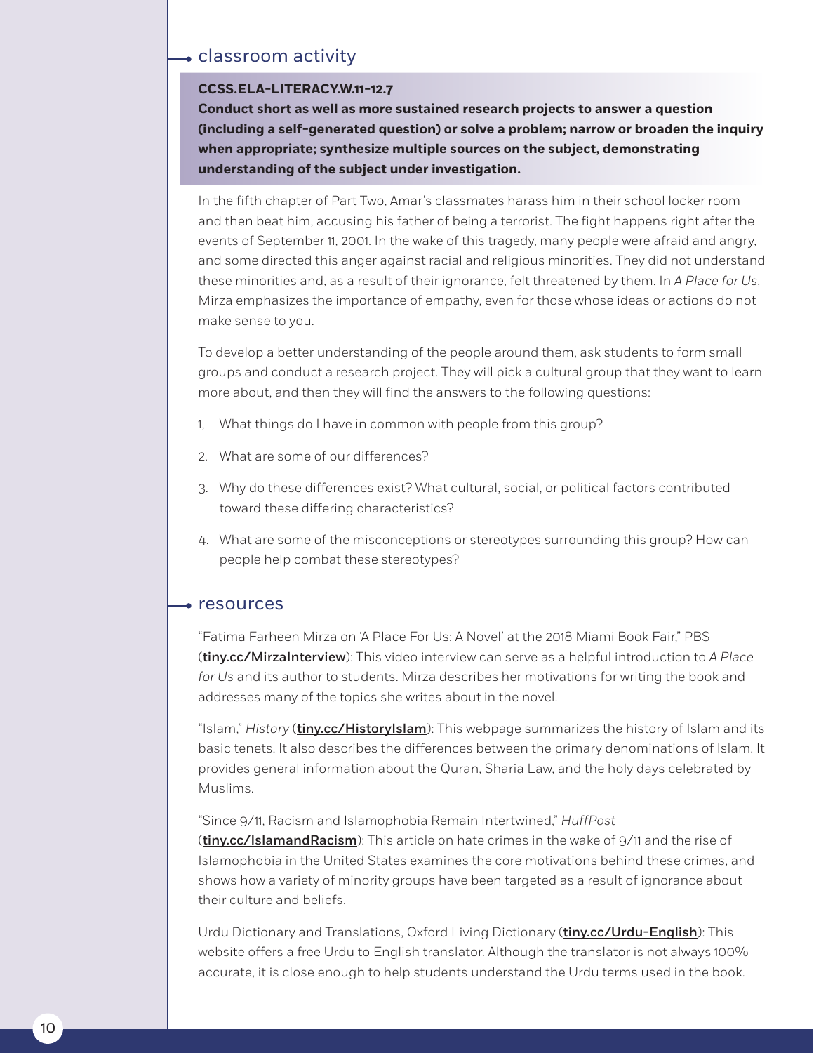## classroom activity

**CCSS.ELA-LITERACY.W.11-12.7**
**Conduct short as well as more sustained research projects to answer a question (including a self-generated question) or solve a problem; narrow or broaden the inquiry when appropriate; synthesize multiple sources on the subject, demonstrating understanding of the subject under investigation.**

In the fifth chapter of Part Two, Amar's classmates harass him in their school locker room and then beat him, accusing his father of being a terrorist. The fight happens right after the events of September 11, 2001. In the wake of this tragedy, many people were afraid and angry, and some directed this anger against racial and religious minorities. They did not understand these minorities and, as a result of their ignorance, felt threatened by them. In *A Place for Us*, Mirza emphasizes the importance of empathy, even for those whose ideas or actions do not make sense to you.

To develop a better understanding of the people around them, ask students to form small groups and conduct a research project. They will pick a cultural group that they want to learn more about, and then they will find the answers to the following questions:

1. What things do I have in common with people from this group?
2. What are some of our differences?
3. Why do these differences exist? What cultural, social, or political factors contributed toward these differing characteristics?
4. What are some of the misconceptions or stereotypes surrounding this group? How can people help combat these stereotypes?

## resources

"Fatima Farheen Mirza on 'A Place For Us: A Novel' at the 2018 Miami Book Fair," PBS (**tiny.cc/MirzaInterview**): This video interview can serve as a helpful introduction to *A Place for Us* and its author to students. Mirza describes her motivations for writing the book and addresses many of the topics she writes about in the novel.

"Islam," *History* (**tiny.cc/HistoryIslam**): This webpage summarizes the history of Islam and its basic tenets. It also describes the differences between the primary denominations of Islam. It provides general information about the Quran, Sharia Law, and the holy days celebrated by Muslims.

"Since 9/11, Racism and Islamophobia Remain Intertwined," *HuffPost* (**tiny.cc/IslamandRacism**): This article on hate crimes in the wake of 9/11 and the rise of Islamophobia in the United States examines the core motivations behind these crimes, and shows how a variety of minority groups have been targeted as a result of ignorance about their culture and beliefs.

Urdu Dictionary and Translations, Oxford Living Dictionary (**tiny.cc/Urdu-English**): This website offers a free Urdu to English translator. Although the translator is not always 100% accurate, it is close enough to help students understand the Urdu terms used in the book.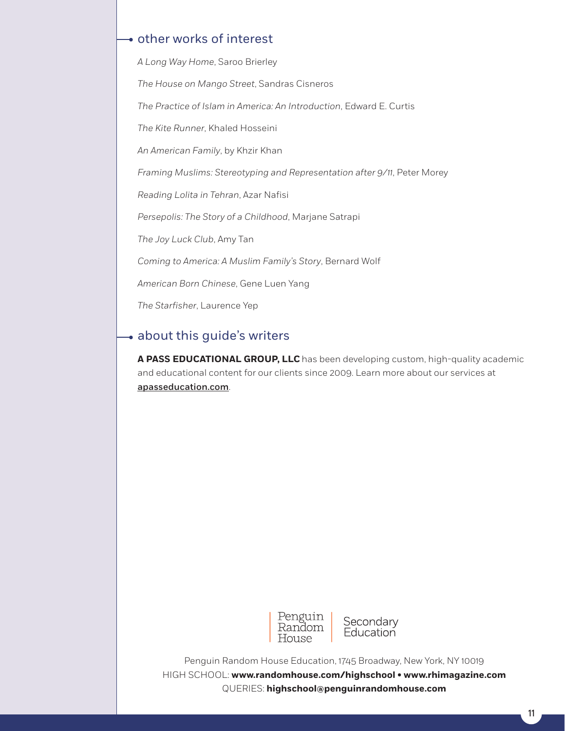## other works of interest

*A Long Way Home*, Saroo Brierley

*The House on Mango Street*, Sandras Cisneros

*The Practice of Islam in America: An Introduction*, Edward E. Curtis

*The Kite Runner*, Khaled Hosseini

*An American Family*, by Khzir Khan

*Framing Muslims: Stereotyping and Representation after 9/11*, Peter Morey

*Reading Lolita in Tehran*, Azar Nafisi

*Persepolis: The Story of a Childhood*, Marjane Satrapi

*The Joy Luck Club*, Amy Tan

*Coming to America: A Muslim Family's Story*, Bernard Wolf

*American Born Chinese*, Gene Luen Yang

*The Starfisher*, Laurence Yep

## about this guide's writers

**A PASS EDUCATIONAL GROUP, LLC** has been developing custom, high-quality academic and educational content for our clients since 2009. Learn more about our services at apasseducation.com.

Penguin Random House | Secondary Education

Penguin Random House Education, 1745 Broadway, New York, NY 10019
HIGH SCHOOL: **www.randomhouse.com/highschool • www.rhimagazine.com**
QUERIES: **highschool@penguinrandomhouse.com**